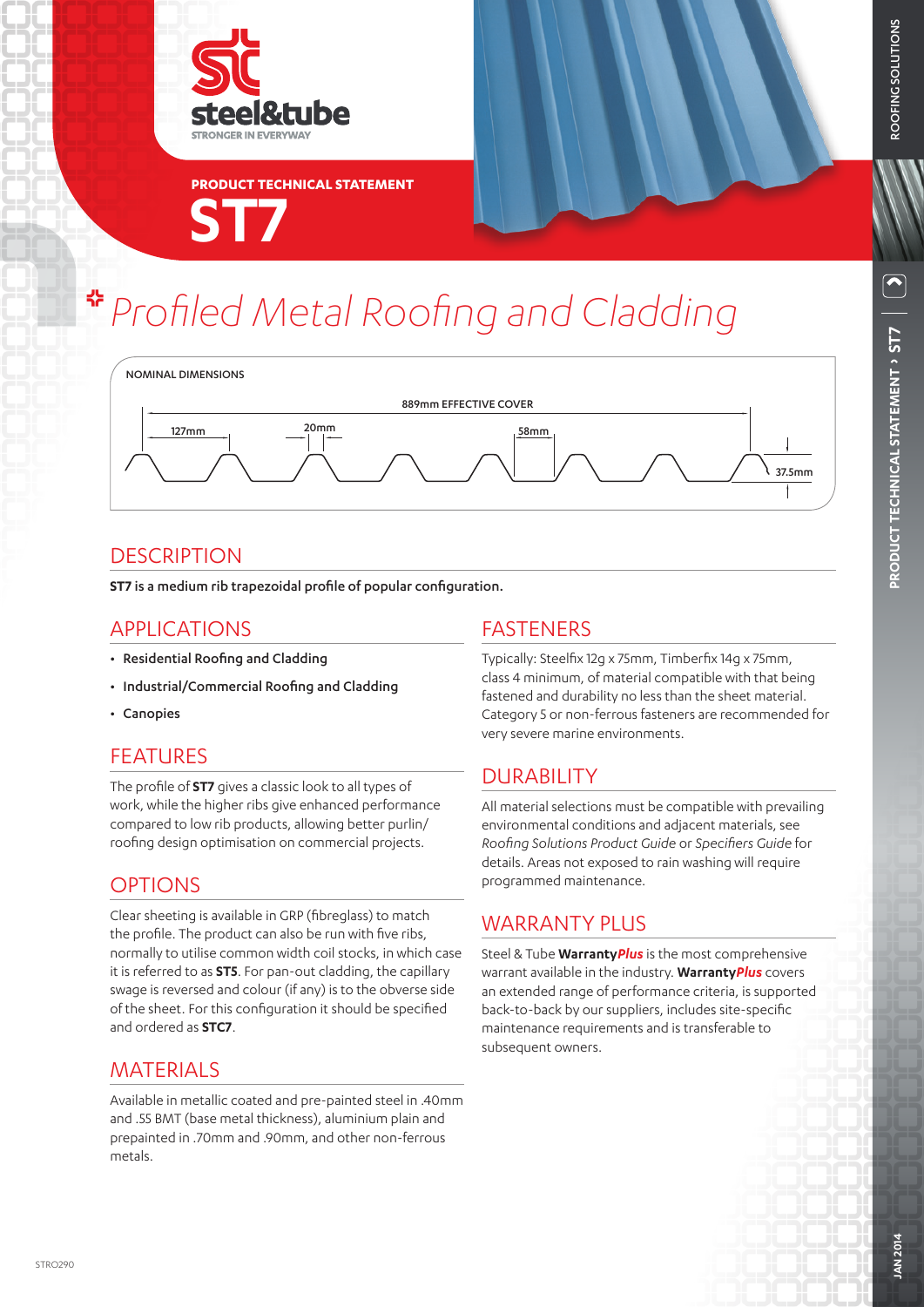steel&tube

STRONGER IN EVERYWAY

PRODUCT TECHNICAL STATEMENT

# ST7

## Profiled Metal Roofing and Cladding

NOMINAL DIMENSIONS

889mm EFFECTIVE COVER

127mm

20mm

58mm

37.5mm

## DESCRIPTION

**ST7 is a medium rib trapezoidal profile of popular configuration.**

## APPLICATIONS

- **Residential Roofing and Cladding**
- **Industrial/Commercial Roofing and Cladding**
- **Canopies**

## FEATURES

The profile of **ST7** gives a classic look to all types of work, while the higher ribs give enhanced performance compared to low rib products, allowing better purlin/roofing design optimisation on commercial projects.

## OPTIONS

Clear sheeting is available in GRP (fibreglass) to match the profile. The product can also be run with five ribs, normally to utilise common width coil stocks, in which case it is referred to as **ST5**. For pan-out cladding, the capillary swage is reversed and colour (if any) is to the obverse side of the sheet. For this configuration it should be specified and ordered as **STC7**.

## MATERIALS

Available in metallic coated and pre-painted steel in .40mm and .55 BMT (base metal thickness), aluminium plain and prepainted in .70mm and .90mm, and other non-ferrous metals.

## FASTENERS

Typically: Steelfix 12g x 75mm, Timberfix 14g x 75mm, class 4 minimum, of material compatible with that being fastened and durability no less than the sheet material. Category 5 or non-ferrous fasteners are recommended for very severe marine environments.

## DURABILITY

All material selections must be compatible with prevailing environmental conditions and adjacent materials, see *Roofing Solutions Product Guide* or *Specifiers Guide* for details. Areas not exposed to rain washing will require programmed maintenance.

## WARRANTY PLUS

Steel & Tube **Warranty*Plus*** is the most comprehensive warrant available in the industry. **Warranty*Plus*** covers an extended range of performance criteria, is supported back-to-back by our suppliers, includes site-specific maintenance requirements and is transferable to subsequent owners.

STRO290

JAN 2014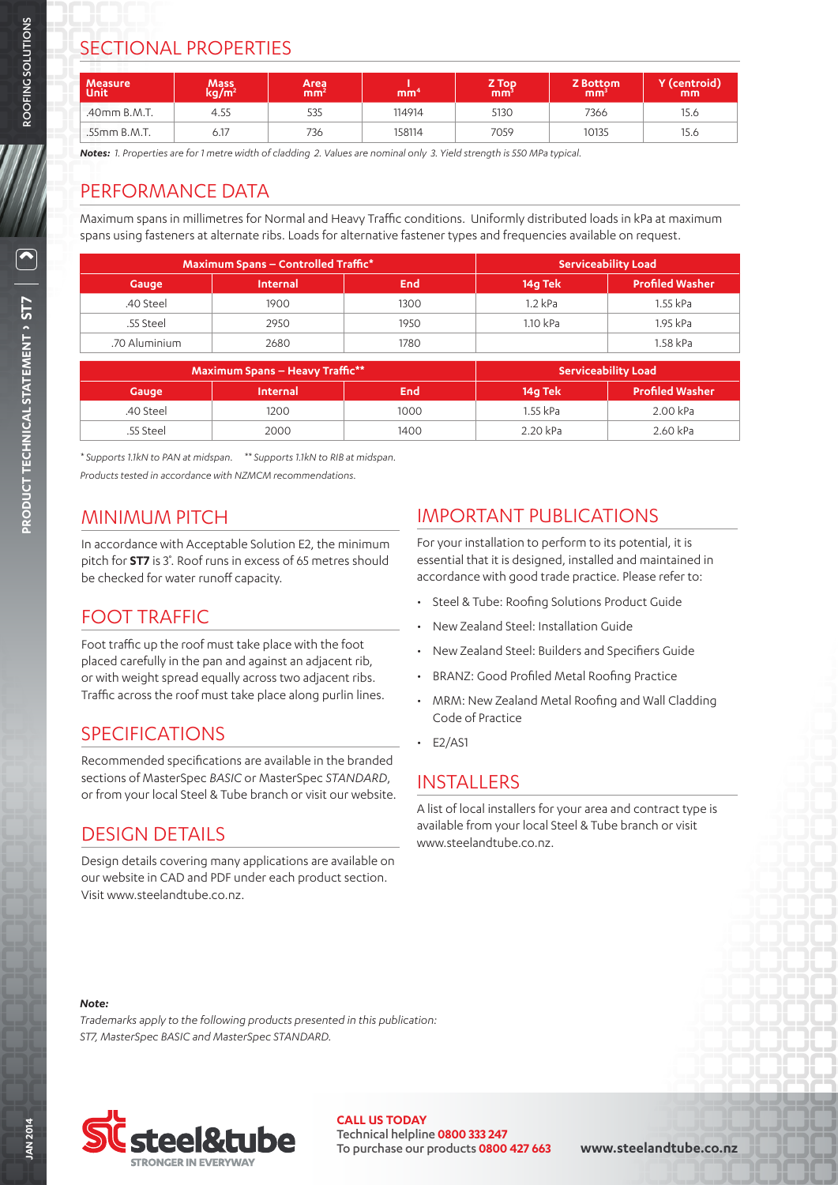## SECTIONAL PROPERTIES

| Measure Unit | Mass $kg/m^2$ | Area $mm^2$ | I $mm^4$ | Z Top $mm^3$ | Z Bottom $mm^3$ | Y (centroid) mm |
|---|---|---|---|---|---|---|
| .40mm B.M.T. | 4.55 | 535 | 114914 | 5130 | 7366 | 15.6 |
| .55mm B.M.T. | 6.17 | 736 | 158114 | 7059 | 10135 | 15.6 |

***Notes:*** *1. Properties are for 1 metre width of cladding 2. Values are nominal only 3. Yield strength is 550 MPa typical.*

## PERFORMANCE DATA

Maximum spans in millimetres for Normal and Heavy Traffic conditions. Uniformly distributed loads in kPa at maximum spans using fasteners at alternate ribs. Loads for alternative fastener types and frequencies available on request.

| Maximum Spans – Controlled Traffic* | | | Serviceability Load | |
|---|---|---|---|---|
| Gauge | Internal | End | 14g Tek | Profiled Washer |
| .40 Steel | 1900 | 1300 | 1.2 kPa | 1.55 kPa |
| .55 Steel | 2950 | 1950 | 1.10 kPa | 1.95 kPa |
| .70 Aluminium | 2680 | 1780 | | 1.58 kPa |

| Maximum Spans – Heavy Traffic** | | | Serviceability Load | |
|---|---|---|---|---|
| Gauge | Internal | End | 14g Tek | Profiled Washer |
| .40 Steel | 1200 | 1000 | 1.55 kPa | 2.00 kPa |
| .55 Steel | 2000 | 1400 | 2.20 kPa | 2.60 kPa |

*\* Supports 1.1kN to PAN at midspan. \*\* Supports 1.1kN to RIB at midspan.*

*Products tested in accordance with NZMCM recommendations.*

## MINIMUM PITCH

In accordance with Acceptable Solution E2, the minimum pitch for **ST7** is 3°. Roof runs in excess of 65 metres should be checked for water runoff capacity.

## FOOT TRAFFIC

Foot traffic up the roof must take place with the foot placed carefully in the pan and against an adjacent rib, or with weight spread equally across two adjacent ribs. Traffic across the roof must take place along purlin lines.

## SPECIFICATIONS

Recommended specifications are available in the branded sections of MasterSpec *BASIC* or MasterSpec *STANDARD*, or from your local Steel & Tube branch or visit our website.

## DESIGN DETAILS

Design details covering many applications are available on our website in CAD and PDF under each product section. Visit www.steelandtube.co.nz.

## IMPORTANT PUBLICATIONS

For your installation to perform to its potential, it is essential that it is designed, installed and maintained in accordance with good trade practice. Please refer to:

- Steel & Tube: Roofing Solutions Product Guide
- New Zealand Steel: Installation Guide
- New Zealand Steel: Builders and Specifiers Guide
- BRANZ: Good Profiled Metal Roofing Practice
- MRM: New Zealand Metal Roofing and Wall Cladding Code of Practice
- E2/AS1

## INSTALLERS

A list of local installers for your area and contract type is available from your local Steel & Tube branch or visit www.steelandtube.co.nz.

***Note:***

*Trademarks apply to the following products presented in this publication: ST7, MasterSpec BASIC and MasterSpec STANDARD.*

steel&tube STRONGER IN EVERYWAY

**CALL US TODAY**
Technical helpline **0800 333 247**
To purchase our products **0800 427 663**

**www.steelandtube.co.nz**